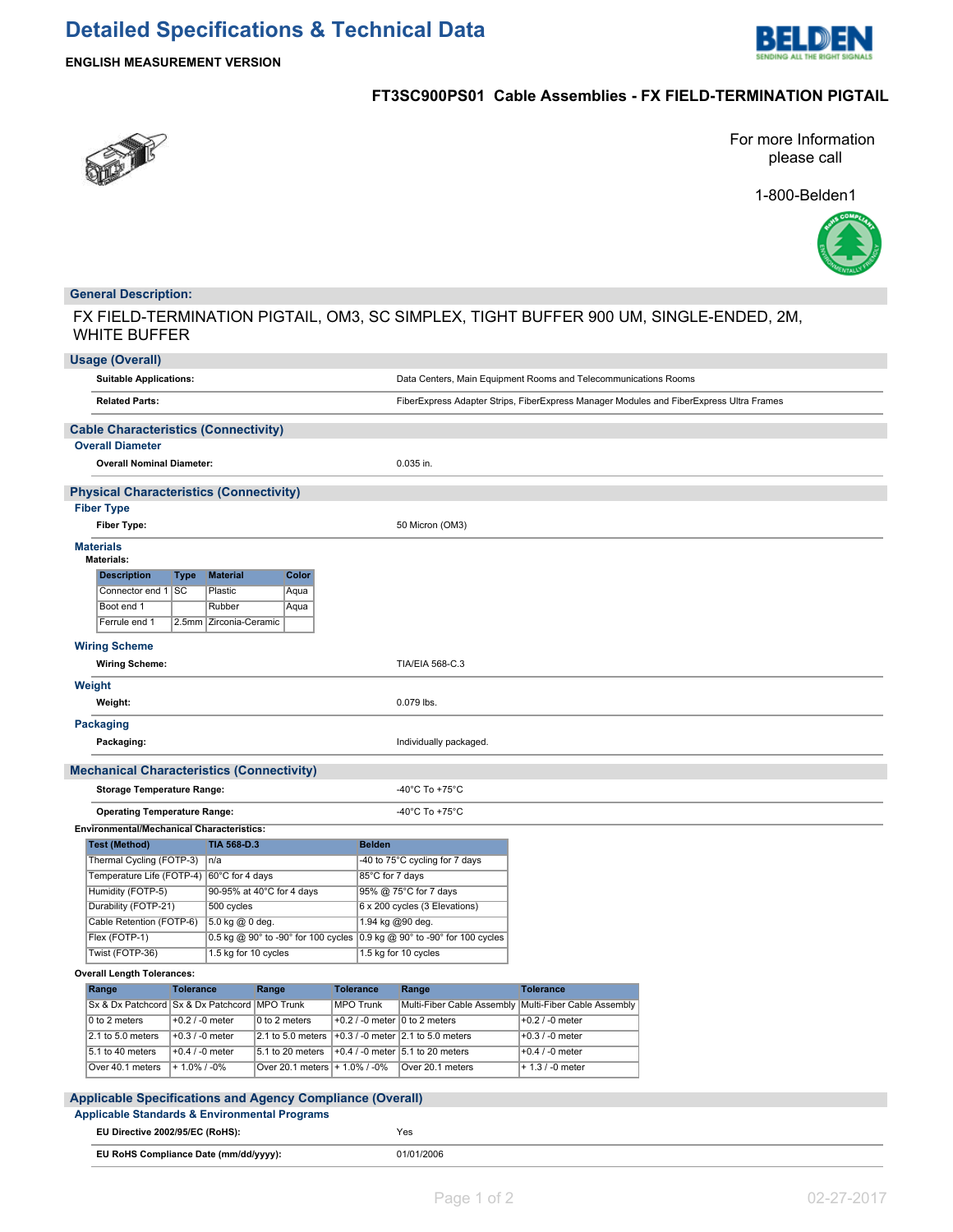# Detailed Specifications & Technical Data

**ENGLISH MEASUREMENT VERSION**

## FT3SC900PS01 Cable Assemblies - FX FIELD-TERMINATION PIGTAIL

For more Information please call

1-800-Belden1

## General Description:

FX FIELD-TERMINATION PIGTAIL, OM3, SC SIMPLEX, TIGHT BUFFER 900 UM, SINGLE-ENDED, 2M, WHITE BUFFER

## Usage (Overall)

| | |
|---|---|
| **Suitable Applications:** | Data Centers, Main Equipment Rooms and Telecommunications Rooms |
| **Related Parts:** | FiberExpress Adapter Strips, FiberExpress Manager Modules and FiberExpress Ultra Frames |

## Cable Characteristics (Connectivity)

### Overall Diameter

| | |
|---|---|
| **Overall Nominal Diameter:** | 0.035 in. |

## Physical Characteristics (Connectivity)

### Fiber Type

| | |
|---|---|
| **Fiber Type:** | 50 Micron (OM3) |

### Materials

**Materials:**

| Description | Type | Material | Color |
|---|---|---|---|
| Connector end 1 | SC | Plastic | Aqua |
| Boot end 1 | | Rubber | Aqua |
| Ferrule end 1 | 2.5mm | Zirconia-Ceramic | |

### Wiring Scheme

| | |
|---|---|
| **Wiring Scheme:** | TIA/EIA 568-C.3 |

### Weight

| | |
|---|---|
| **Weight:** | 0.079 lbs. |

### Packaging

| | |
|---|---|
| **Packaging:** | Individually packaged. |

## Mechanical Characteristics (Connectivity)

| | |
|---|---|
| **Storage Temperature Range:** | -40°C To +75°C |
| **Operating Temperature Range:** | -40°C To +75°C |

**Environmental/Mechanical Characteristics:**

| Test (Method) | TIA 568-D.3 | Belden |
|---|---|---|
| Thermal Cycling (FOTP-3) | n/a | -40 to 75°C cycling for 7 days |
| Temperature Life (FOTP-4) | 60°C for 4 days | 85°C for 7 days |
| Humidity (FOTP-5) | 90-95% at 40°C for 4 days | 95% @ 75°C for 7 days |
| Durability (FOTP-21) | 500 cycles | 6 x 200 cycles (3 Elevations) |
| Cable Retention (FOTP-6) | 5.0 kg @ 0 deg. | 1.94 kg @90 deg. |
| Flex (FOTP-1) | 0.5 kg @ 90° to -90° for 100 cycles | 0.9 kg @ 90° to -90° for 100 cycles |
| Twist (FOTP-36) | 1.5 kg for 10 cycles | 1.5 kg for 10 cycles |

**Overall Length Tolerances:**

| Range | Tolerance | Range | Tolerance | Range | Tolerance |
|---|---|---|---|---|---|
| Sx & Dx Patchcord | Sx & Dx Patchcord | MPO Trunk | MPO Trunk | Multi-Fiber Cable Assembly | Multi-Fiber Cable Assembly |
| 0 to 2 meters | +0.2 / -0 meter | 0 to 2 meters | +0.2 / -0 meter | 0 to 2 meters | +0.2 / -0 meter |
| 2.1 to 5.0 meters | +0.3 / -0 meter | 2.1 to 5.0 meters | +0.3 / -0 meter | 2.1 to 5.0 meters | +0.3 / -0 meter |
| 5.1 to 40 meters | +0.4 / -0 meter | 5.1 to 20 meters | +0.4 / -0 meter | 5.1 to 20 meters | +0.4 / -0 meter |
| Over 40.1 meters | + 1.0% / -0% | Over 20.1 meters | + 1.0% / -0% | Over 20.1 meters | + 1.3 / -0 meter |

## Applicable Specifications and Agency Compliance (Overall)

### Applicable Standards & Environmental Programs

| | |
|---|---|
| **EU Directive 2002/95/EC (RoHS):** | Yes |
| **EU RoHS Compliance Date (mm/dd/yyyy):** | 01/01/2006 |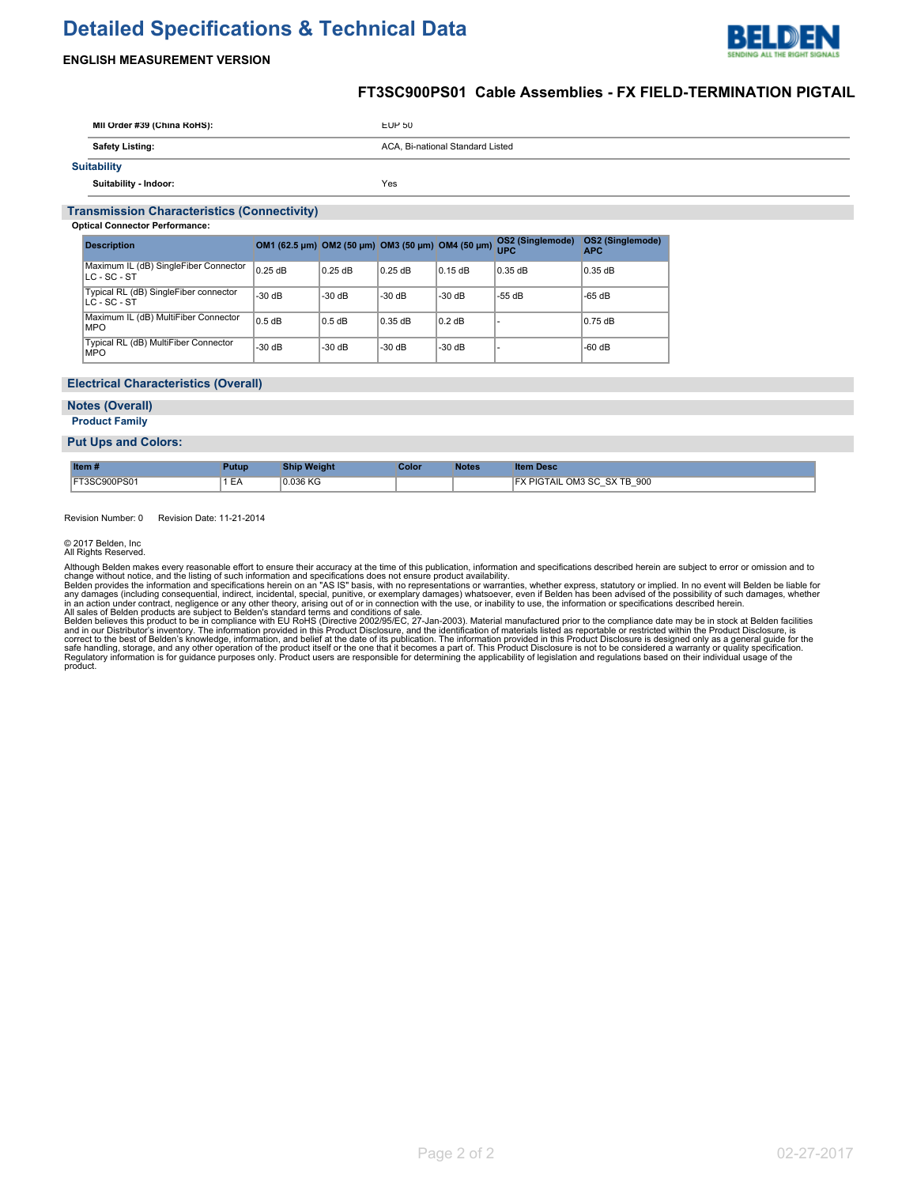| | |
|---|---|
| **Mil Order #39 (China RoHS):** | EUP 50 |
| **Safety Listing:** | ACA, Bi-national Standard Listed |

### Suitability

| | |
|---|---|
| **Suitability - Indoor:** | Yes |

## Transmission Characteristics (Connectivity)

**Optical Connector Performance:**

| Description | OM1 (62.5 µm) | OM2 (50 µm) | OM3 (50 µm) | OM4 (50 µm) | OS2 (Singlemode) UPC | OS2 (Singlemode) APC |
|---|---|---|---|---|---|---|
| Maximum IL (dB) SingleFiber Connector LC - SC - ST | 0.25 dB | 0.25 dB | 0.25 dB | 0.15 dB | 0.35 dB | 0.35 dB |
| Typical RL (dB) SingleFiber connector LC - SC - ST | -30 dB | -30 dB | -30 dB | -30 dB | -55 dB | -65 dB |
| Maximum IL (dB) MultiFiber Connector MPO | 0.5 dB | 0.5 dB | 0.35 dB | 0.2 dB | - | 0.75 dB |
| Typical RL (dB) MultiFiber Connector MPO | -30 dB | -30 dB | -30 dB | -30 dB | - | -60 dB |

## Electrical Characteristics (Overall)

## Notes (Overall)

### Product Family

## Put Ups and Colors:

| Item # | Putup | Ship Weight | Color | Notes | Item Desc |
|---|---|---|---|---|---|
| FT3SC900PS01 | 1 EA | 0.036 KG | | | FX PIGTAIL OM3 SC_SX TB_900 |

Revision Number: 0     Revision Date: 11-21-2014

© 2017 Belden, Inc
All Rights Reserved.

Although Belden makes every reasonable effort to ensure their accuracy at the time of this publication, information and specifications described herein are subject to error or omission and to change without notice, and the listing of such information and specifications does not ensure product availability.
Belden provides the information and specifications herein on an "AS IS" basis, with no representations or warranties, whether express, statutory or implied. In no event will Belden be liable for any damages (including consequential, indirect, incidental, special, punitive, or exemplary damages) whatsoever, even if Belden has been advised of the possibility of such damages, whether in an action under contract, negligence or any other theory, arising out of or in connection with the use, or inability to use, the information or specifications described herein.
All sales of Belden products are subject to Belden's standard terms and conditions of sale.
Belden believes this product to be in compliance with EU RoHS (Directive 2002/95/EC, 27-Jan-2003). Material manufactured prior to the compliance date may be in stock at Belden facilities and in our Distributor's inventory. The information provided in this Product Disclosure, and the identification of materials listed as reportable or restricted within the Product Disclosure, is correct to the best of Belden's knowledge, information, and belief at the date of its publication. The information provided in this Product Disclosure is designed only as a general guide for the safe handling, storage, and any other operation of the product itself or the one that it becomes a part of. This Product Disclosure is not to be considered a warranty or quality specification. Regulatory information is for guidance purposes only. Product users are responsible for determining the applicability of legislation and regulations based on their individual usage of the product.